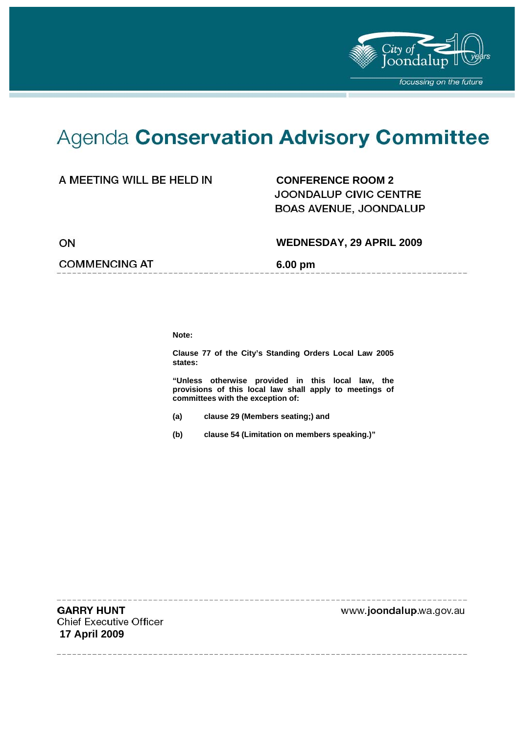# Agenda **Conservation Advisory Committee**

| | |
|---|---|
| A MEETING WILL BE HELD IN | **CONFERENCE ROOM 2**<br>JOONDALUP CIVIC CENTRE<br>BOAS AVENUE, JOONDALUP |
| ON | **WEDNESDAY, 29 APRIL 2009** |
| COMMENCING AT | **6.00 pm** |

**Note:**

**Clause 77 of the City's Standing Orders Local Law 2005 states:**

**"Unless otherwise provided in this local law, the provisions of this local law shall apply to meetings of committees with the exception of:**

**(a) clause 29 (Members seating;) and**

**(b) clause 54 (Limitation on members speaking.)"**

**GARRY HUNT**
Chief Executive Officer
**17 April 2009**

www.**joondalup**.wa.gov.au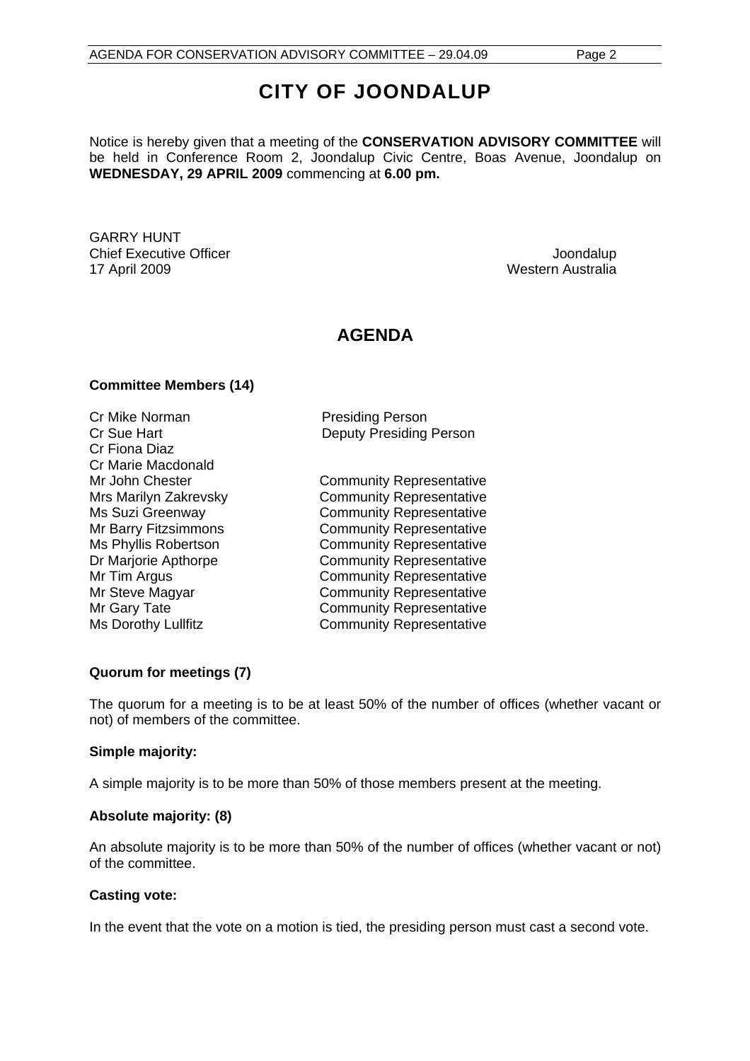# CITY OF JOONDALUP

Notice is hereby given that a meeting of the **CONSERVATION ADVISORY COMMITTEE** will be held in Conference Room 2, Joondalup Civic Centre, Boas Avenue, Joondalup on **WEDNESDAY, 29 APRIL 2009** commencing at **6.00 pm.**

GARRY HUNT
Chief Executive Officer
17 April 2009

Joondalup
Western Australia

## AGENDA

**Committee Members (14)**

| | |
|---|---|
| Cr Mike Norman | Presiding Person |
| Cr Sue Hart | Deputy Presiding Person |
| Cr Fiona Diaz | |
| Cr Marie Macdonald | |
| Mr John Chester | Community Representative |
| Mrs Marilyn Zakrevsky | Community Representative |
| Ms Suzi Greenway | Community Representative |
| Mr Barry Fitzsimmons | Community Representative |
| Ms Phyllis Robertson | Community Representative |
| Dr Marjorie Apthorpe | Community Representative |
| Mr Tim Argus | Community Representative |
| Mr Steve Magyar | Community Representative |
| Mr Gary Tate | Community Representative |
| Ms Dorothy Lullfitz | Community Representative |

**Quorum for meetings (7)**

The quorum for a meeting is to be at least 50% of the number of offices (whether vacant or not) of members of the committee.

**Simple majority:**

A simple majority is to be more than 50% of those members present at the meeting.

**Absolute majority: (8)**

An absolute majority is to be more than 50% of the number of offices (whether vacant or not) of the committee.

**Casting vote:**

In the event that the vote on a motion is tied, the presiding person must cast a second vote.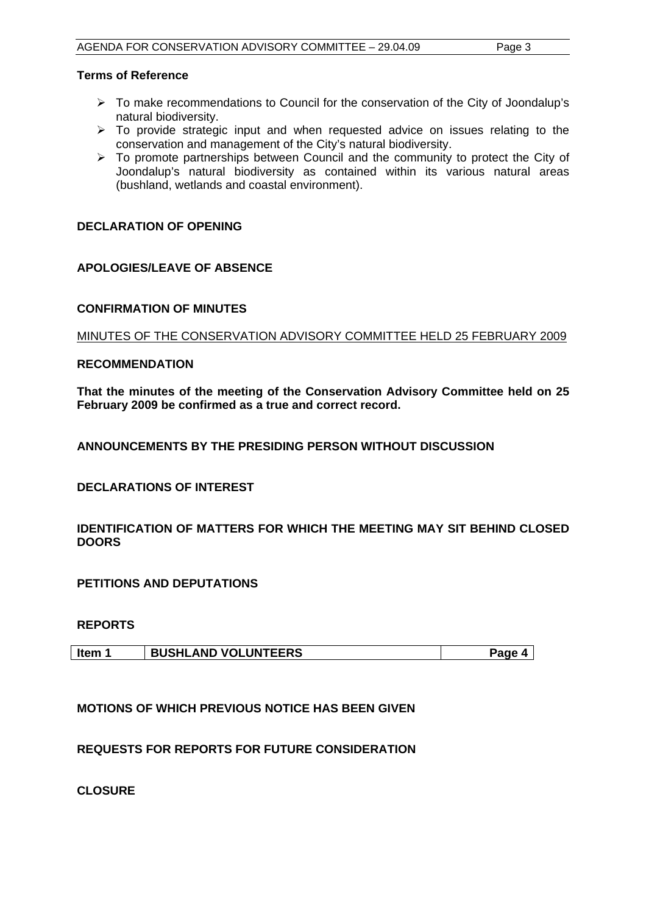**Terms of Reference**

- To make recommendations to Council for the conservation of the City of Joondalup's natural biodiversity.
- To provide strategic input and when requested advice on issues relating to the conservation and management of the City's natural biodiversity.
- To promote partnerships between Council and the community to protect the City of Joondalup's natural biodiversity as contained within its various natural areas (bushland, wetlands and coastal environment).

**DECLARATION OF OPENING**

**APOLOGIES/LEAVE OF ABSENCE**

**CONFIRMATION OF MINUTES**

MINUTES OF THE CONSERVATION ADVISORY COMMITTEE HELD 25 FEBRUARY 2009

**RECOMMENDATION**

**That the minutes of the meeting of the Conservation Advisory Committee held on 25 February 2009 be confirmed as a true and correct record.**

**ANNOUNCEMENTS BY THE PRESIDING PERSON WITHOUT DISCUSSION**

**DECLARATIONS OF INTEREST**

**IDENTIFICATION OF MATTERS FOR WHICH THE MEETING MAY SIT BEHIND CLOSED DOORS**

**PETITIONS AND DEPUTATIONS**

**REPORTS**

| **Item 1** | **BUSHLAND VOLUNTEERS** | **Page 4** |
|---|---|---|

**MOTIONS OF WHICH PREVIOUS NOTICE HAS BEEN GIVEN**

**REQUESTS FOR REPORTS FOR FUTURE CONSIDERATION**

**CLOSURE**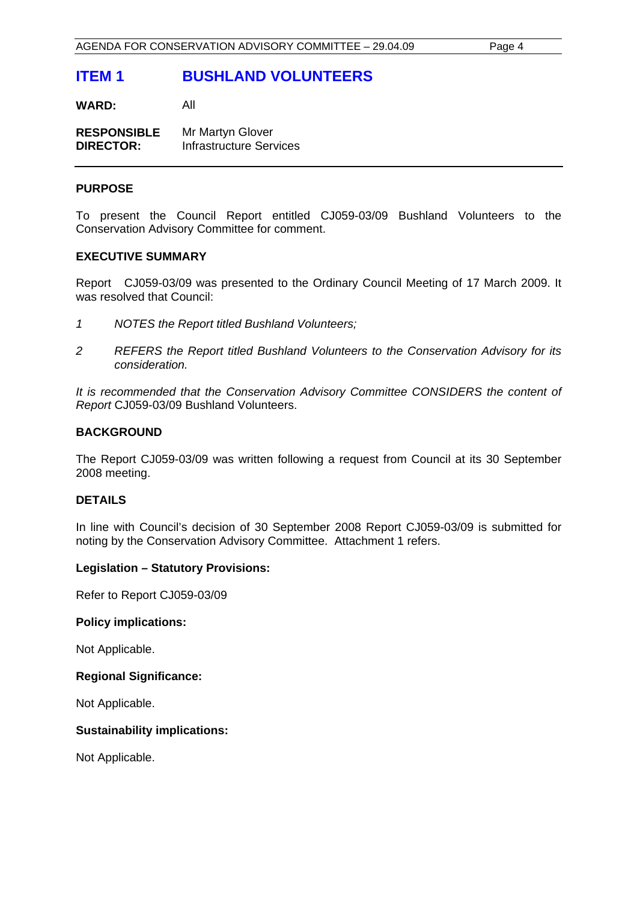# ITEM 1 BUSHLAND VOLUNTEERS

**WARD:** All

**RESPONSIBLE DIRECTOR:** Mr Martyn Glover
Infrastructure Services

## PURPOSE

To present the Council Report entitled CJ059-03/09 Bushland Volunteers to the Conservation Advisory Committee for comment.

## EXECUTIVE SUMMARY

Report CJ059-03/09 was presented to the Ordinary Council Meeting of 17 March 2009. It was resolved that Council:

1. *NOTES the Report titled Bushland Volunteers;*
2. *REFERS the Report titled Bushland Volunteers to the Conservation Advisory for its consideration.*

*It is recommended that the Conservation Advisory Committee CONSIDERS the content of Report* CJ059-03/09 Bushland Volunteers.

## BACKGROUND

The Report CJ059-03/09 was written following a request from Council at its 30 September 2008 meeting.

## DETAILS

In line with Council's decision of 30 September 2008 Report CJ059-03/09 is submitted for noting by the Conservation Advisory Committee. Attachment 1 refers.

### Legislation – Statutory Provisions:

Refer to Report CJ059-03/09

### Policy implications:

Not Applicable.

### Regional Significance:

Not Applicable.

### Sustainability implications:

Not Applicable.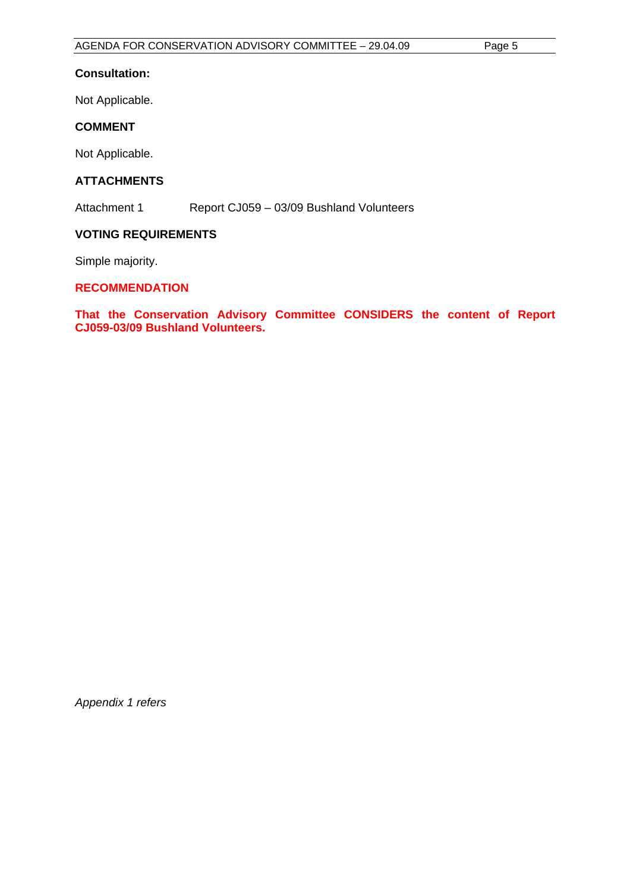**Consultation:**

Not Applicable.

**COMMENT**

Not Applicable.

**ATTACHMENTS**

Attachment 1 Report CJ059 – 03/09 Bushland Volunteers

**VOTING REQUIREMENTS**

Simple majority.

**RECOMMENDATION**

**That the Conservation Advisory Committee CONSIDERS the content of Report CJ059-03/09 Bushland Volunteers.**

*Appendix 1 refers*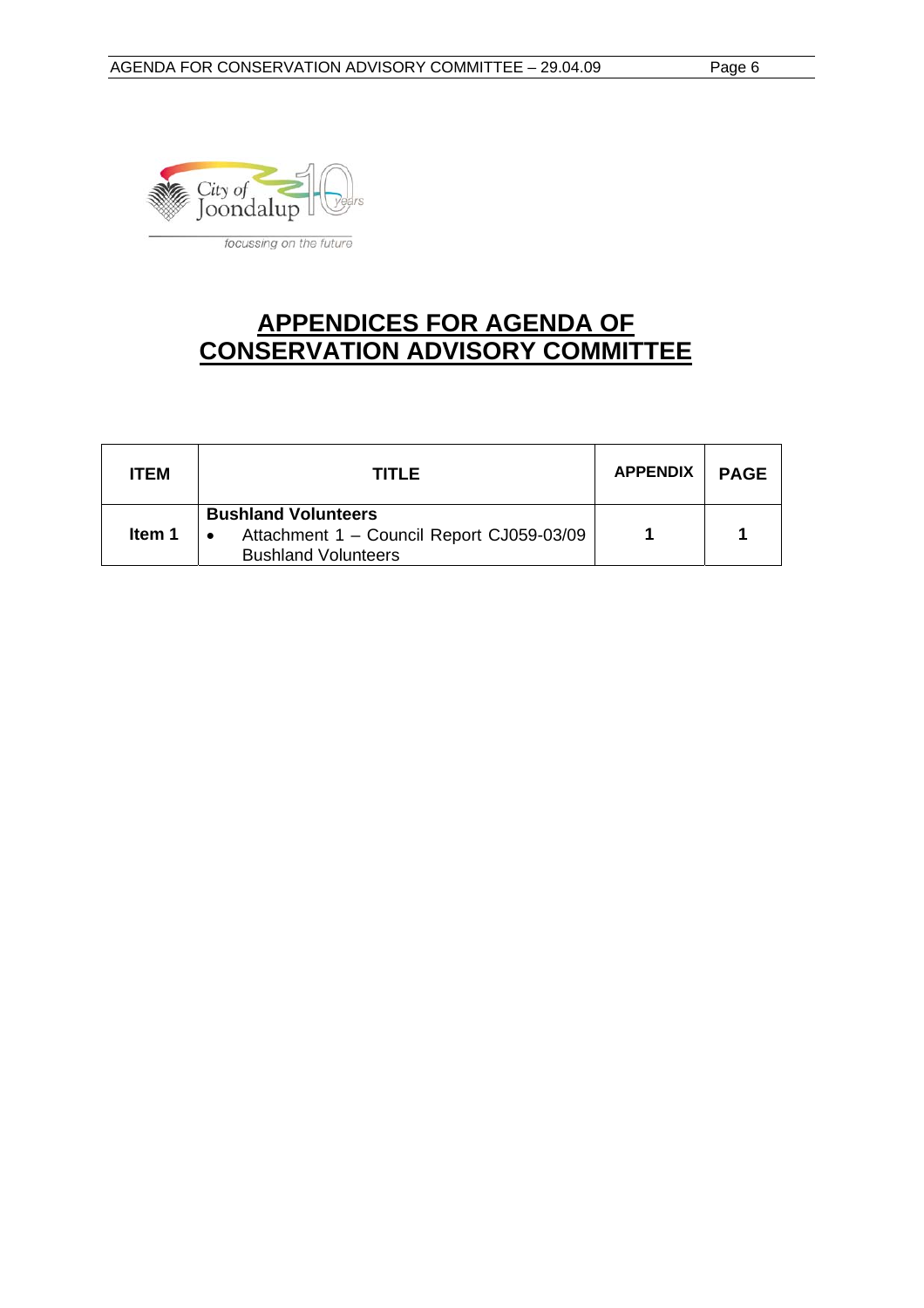# APPENDICES FOR AGENDA OF CONSERVATION ADVISORY COMMITTEE

| ITEM | TITLE | APPENDIX | PAGE |
|---|---|---|---|
| Item 1 | **Bushland Volunteers**<br>• Attachment 1 – Council Report CJ059-03/09 Bushland Volunteers | 1 | 1 |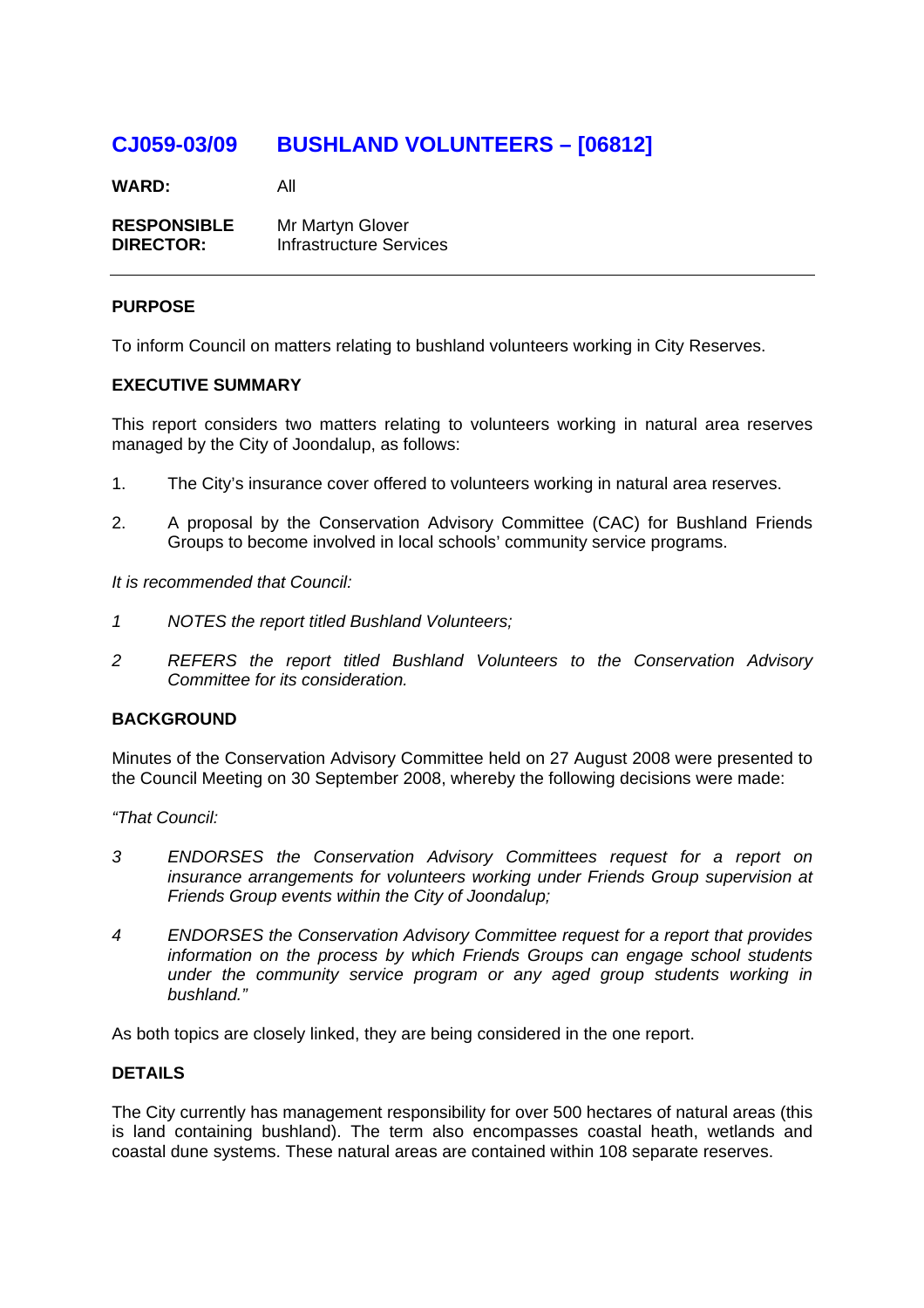## CJ059-03/09 BUSHLAND VOLUNTEERS – [06812]

**WARD:** All

**RESPONSIBLE DIRECTOR:** Mr Martyn Glover
Infrastructure Services

---

### PURPOSE

To inform Council on matters relating to bushland volunteers working in City Reserves.

### EXECUTIVE SUMMARY

This report considers two matters relating to volunteers working in natural area reserves managed by the City of Joondalup, as follows:

1. The City's insurance cover offered to volunteers working in natural area reserves.

2. A proposal by the Conservation Advisory Committee (CAC) for Bushland Friends Groups to become involved in local schools' community service programs.

*It is recommended that Council:*

*1 NOTES the report titled Bushland Volunteers;*

*2 REFERS the report titled Bushland Volunteers to the Conservation Advisory Committee for its consideration.*

### BACKGROUND

Minutes of the Conservation Advisory Committee held on 27 August 2008 were presented to the Council Meeting on 30 September 2008, whereby the following decisions were made:

*"That Council:*

*3 ENDORSES the Conservation Advisory Committees request for a report on insurance arrangements for volunteers working under Friends Group supervision at Friends Group events within the City of Joondalup;*

*4 ENDORSES the Conservation Advisory Committee request for a report that provides information on the process by which Friends Groups can engage school students under the community service program or any aged group students working in bushland."*

As both topics are closely linked, they are being considered in the one report.

### DETAILS

The City currently has management responsibility for over 500 hectares of natural areas (this is land containing bushland). The term also encompasses coastal heath, wetlands and coastal dune systems. These natural areas are contained within 108 separate reserves.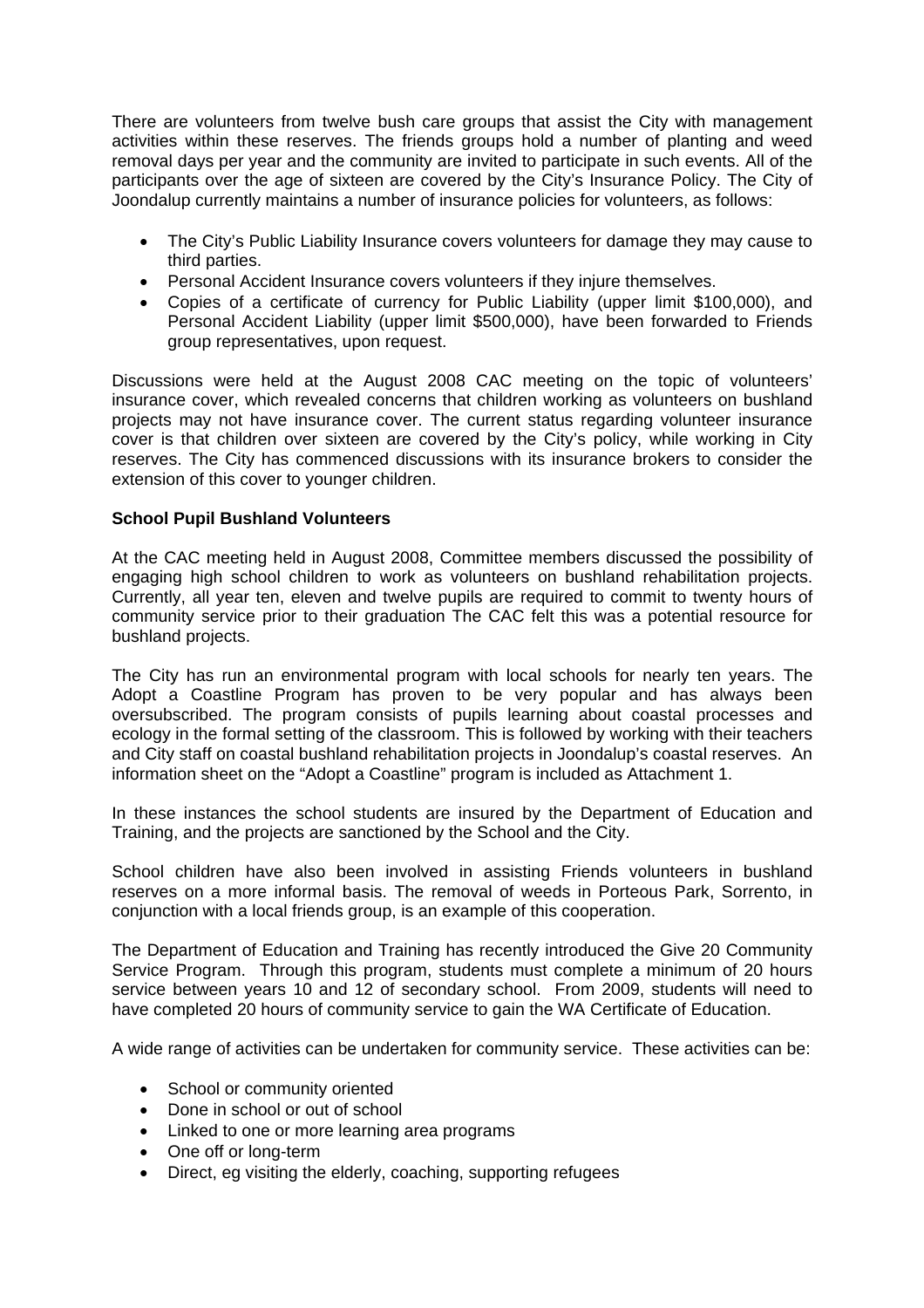There are volunteers from twelve bush care groups that assist the City with management activities within these reserves. The friends groups hold a number of planting and weed removal days per year and the community are invited to participate in such events. All of the participants over the age of sixteen are covered by the City's Insurance Policy. The City of Joondalup currently maintains a number of insurance policies for volunteers, as follows:

- The City's Public Liability Insurance covers volunteers for damage they may cause to third parties.
- Personal Accident Insurance covers volunteers if they injure themselves.
- Copies of a certificate of currency for Public Liability (upper limit $100,000), and Personal Accident Liability (upper limit $500,000), have been forwarded to Friends group representatives, upon request.

Discussions were held at the August 2008 CAC meeting on the topic of volunteers' insurance cover, which revealed concerns that children working as volunteers on bushland projects may not have insurance cover. The current status regarding volunteer insurance cover is that children over sixteen are covered by the City's policy, while working in City reserves. The City has commenced discussions with its insurance brokers to consider the extension of this cover to younger children.

**School Pupil Bushland Volunteers**

At the CAC meeting held in August 2008, Committee members discussed the possibility of engaging high school children to work as volunteers on bushland rehabilitation projects. Currently, all year ten, eleven and twelve pupils are required to commit to twenty hours of community service prior to their graduation The CAC felt this was a potential resource for bushland projects.

The City has run an environmental program with local schools for nearly ten years. The Adopt a Coastline Program has proven to be very popular and has always been oversubscribed. The program consists of pupils learning about coastal processes and ecology in the formal setting of the classroom. This is followed by working with their teachers and City staff on coastal bushland rehabilitation projects in Joondalup's coastal reserves. An information sheet on the "Adopt a Coastline" program is included as Attachment 1.

In these instances the school students are insured by the Department of Education and Training, and the projects are sanctioned by the School and the City.

School children have also been involved in assisting Friends volunteers in bushland reserves on a more informal basis. The removal of weeds in Porteous Park, Sorrento, in conjunction with a local friends group, is an example of this cooperation.

The Department of Education and Training has recently introduced the Give 20 Community Service Program. Through this program, students must complete a minimum of 20 hours service between years 10 and 12 of secondary school. From 2009, students will need to have completed 20 hours of community service to gain the WA Certificate of Education.

A wide range of activities can be undertaken for community service. These activities can be:

- School or community oriented
- Done in school or out of school
- Linked to one or more learning area programs
- One off or long-term
- Direct, eg visiting the elderly, coaching, supporting refugees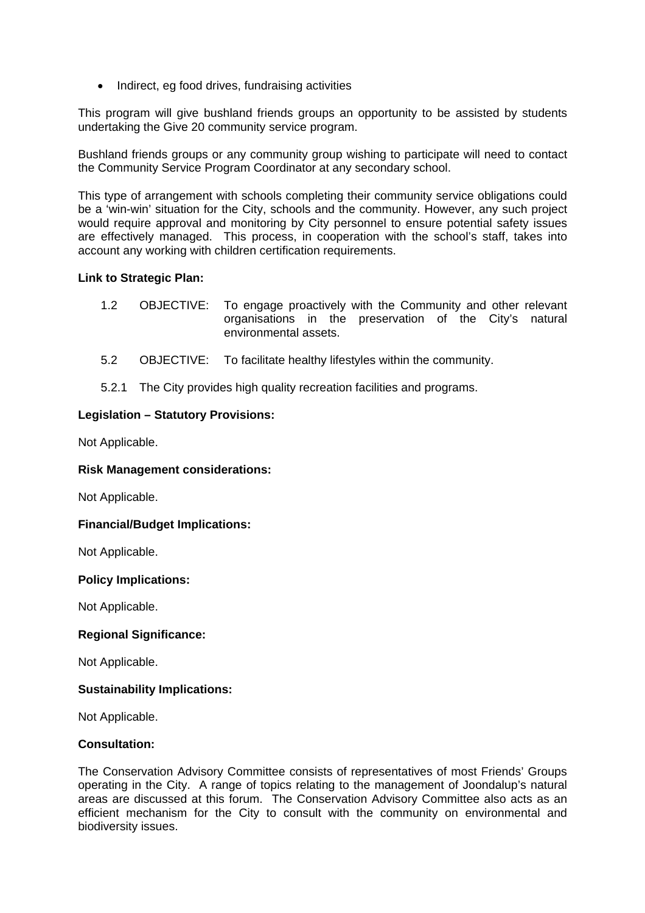- Indirect, eg food drives, fundraising activities

This program will give bushland friends groups an opportunity to be assisted by students undertaking the Give 20 community service program.

Bushland friends groups or any community group wishing to participate will need to contact the Community Service Program Coordinator at any secondary school.

This type of arrangement with schools completing their community service obligations could be a 'win-win' situation for the City, schools and the community. However, any such project would require approval and monitoring by City personnel to ensure potential safety issues are effectively managed. This process, in cooperation with the school's staff, takes into account any working with children certification requirements.

**Link to Strategic Plan:**

1.2 OBJECTIVE: To engage proactively with the Community and other relevant organisations in the preservation of the City's natural environmental assets.

5.2 OBJECTIVE: To facilitate healthy lifestyles within the community.

5.2.1 The City provides high quality recreation facilities and programs.

**Legislation – Statutory Provisions:**

Not Applicable.

**Risk Management considerations:**

Not Applicable.

**Financial/Budget Implications:**

Not Applicable.

**Policy Implications:**

Not Applicable.

**Regional Significance:**

Not Applicable.

**Sustainability Implications:**

Not Applicable.

**Consultation:**

The Conservation Advisory Committee consists of representatives of most Friends' Groups operating in the City. A range of topics relating to the management of Joondalup's natural areas are discussed at this forum. The Conservation Advisory Committee also acts as an efficient mechanism for the City to consult with the community on environmental and biodiversity issues.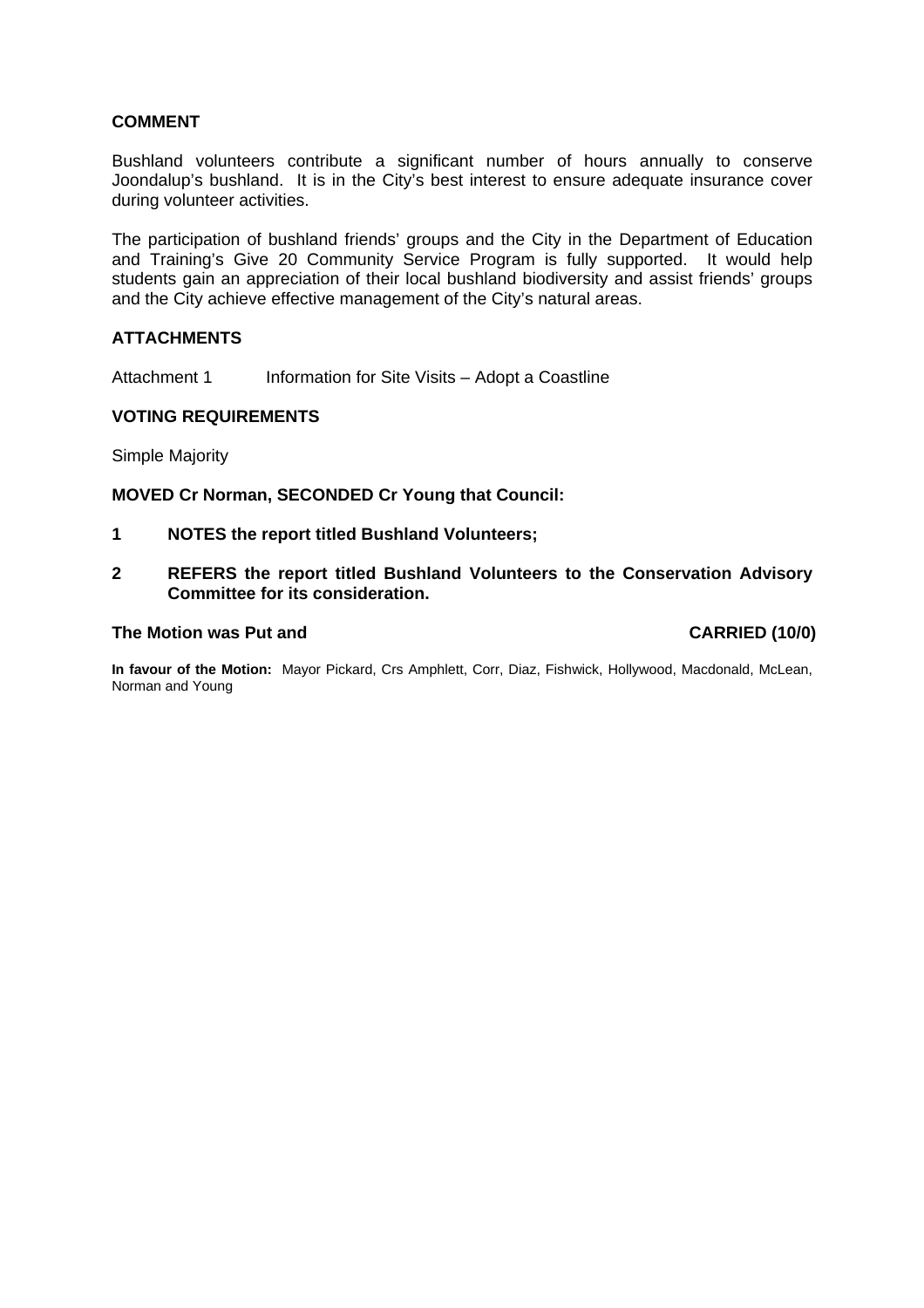**COMMENT**

Bushland volunteers contribute a significant number of hours annually to conserve Joondalup's bushland. It is in the City's best interest to ensure adequate insurance cover during volunteer activities.

The participation of bushland friends' groups and the City in the Department of Education and Training's Give 20 Community Service Program is fully supported. It would help students gain an appreciation of their local bushland biodiversity and assist friends' groups and the City achieve effective management of the City's natural areas.

**ATTACHMENTS**

Attachment 1 Information for Site Visits – Adopt a Coastline

**VOTING REQUIREMENTS**

Simple Majority

**MOVED Cr Norman, SECONDED Cr Young that Council:**

**1 NOTES the report titled Bushland Volunteers;**

**2 REFERS the report titled Bushland Volunteers to the Conservation Advisory Committee for its consideration.**

**The Motion was Put and CARRIED (10/0)**

**In favour of the Motion:** Mayor Pickard, Crs Amphlett, Corr, Diaz, Fishwick, Hollywood, Macdonald, McLean, Norman and Young